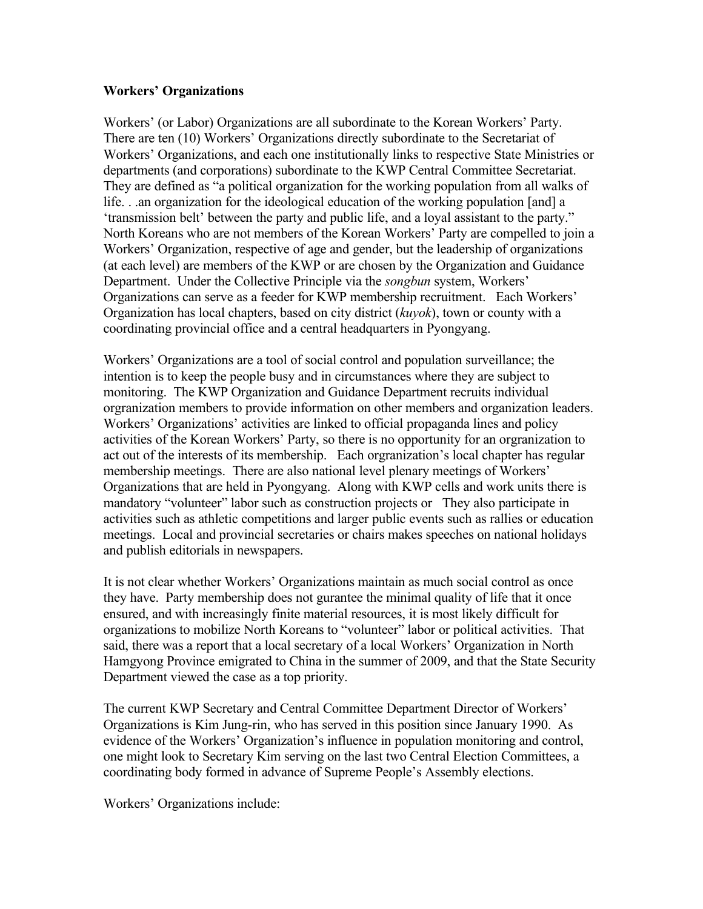**Workers' Organizations**

Workers' (or Labor) Organizations are all subordinate to the Korean Workers' Party. There are ten (10) Workers' Organizations directly subordinate to the Secretariat of Workers' Organizations, and each one institutionally links to respective State Ministries or departments (and corporations) subordinate to the KWP Central Committee Secretariat. They are defined as "a political organization for the working population from all walks of life. . .an organization for the ideological education of the working population [and] a 'transmission belt' between the party and public life, and a loyal assistant to the party." North Koreans who are not members of the Korean Workers' Party are compelled to join a Workers' Organization, respective of age and gender, but the leadership of organizations (at each level) are members of the KWP or are chosen by the Organization and Guidance Department. Under the Collective Principle via the *songbun* system, Workers' Organizations can serve as a feeder for KWP membership recruitment. Each Workers' Organization has local chapters, based on city district (*kuyok*), town or county with a coordinating provincial office and a central headquarters in Pyongyang.

Workers' Organizations are a tool of social control and population surveillance; the intention is to keep the people busy and in circumstances where they are subject to monitoring. The KWP Organization and Guidance Department recruits individual orgranization members to provide information on other members and organization leaders. Workers' Organizations' activities are linked to official propaganda lines and policy activities of the Korean Workers' Party, so there is no opportunity for an orgranization to act out of the interests of its membership. Each orgranization's local chapter has regular membership meetings. There are also national level plenary meetings of Workers' Organizations that are held in Pyongyang. Along with KWP cells and work units there is mandatory "volunteer" labor such as construction projects or They also participate in activities such as athletic competitions and larger public events such as rallies or education meetings. Local and provincial secretaries or chairs makes speeches on national holidays and publish editorials in newspapers.

It is not clear whether Workers' Organizations maintain as much social control as once they have. Party membership does not gurantee the minimal quality of life that it once ensured, and with increasingly finite material resources, it is most likely difficult for organizations to mobilize North Koreans to "volunteer" labor or political activities. That said, there was a report that a local secretary of a local Workers' Organization in North Hamgyong Province emigrated to China in the summer of 2009, and that the State Security Department viewed the case as a top priority.

The current KWP Secretary and Central Committee Department Director of Workers' Organizations is Kim Jung-rin, who has served in this position since January 1990. As evidence of the Workers' Organization's influence in population monitoring and control, one might look to Secretary Kim serving on the last two Central Election Committees, a coordinating body formed in advance of Supreme People's Assembly elections.

Workers' Organizations include: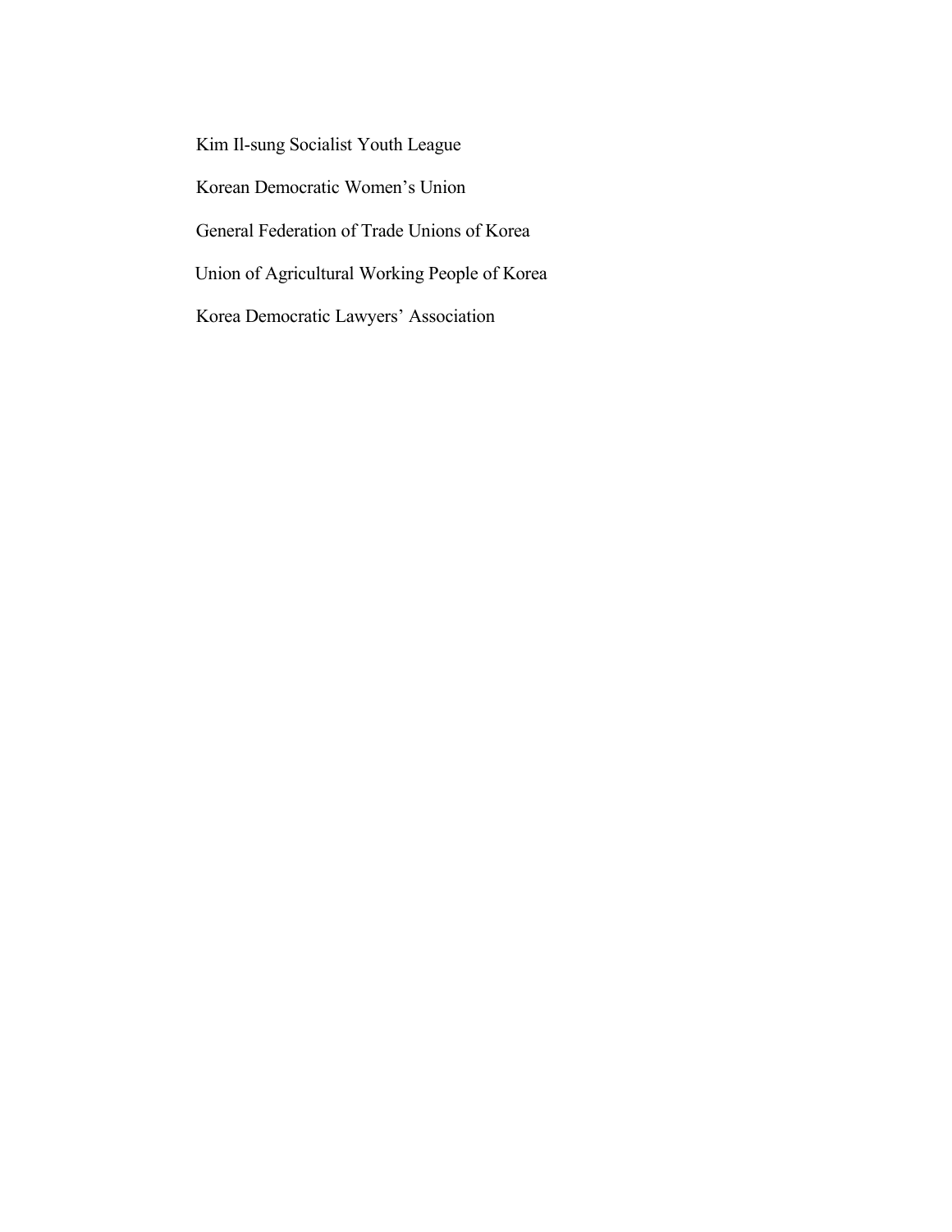Kim Il-sung Socialist Youth League

Korean Democratic Women's Union

General Federation of Trade Unions of Korea

Union of Agricultural Working People of Korea

Korea Democratic Lawyers' Association